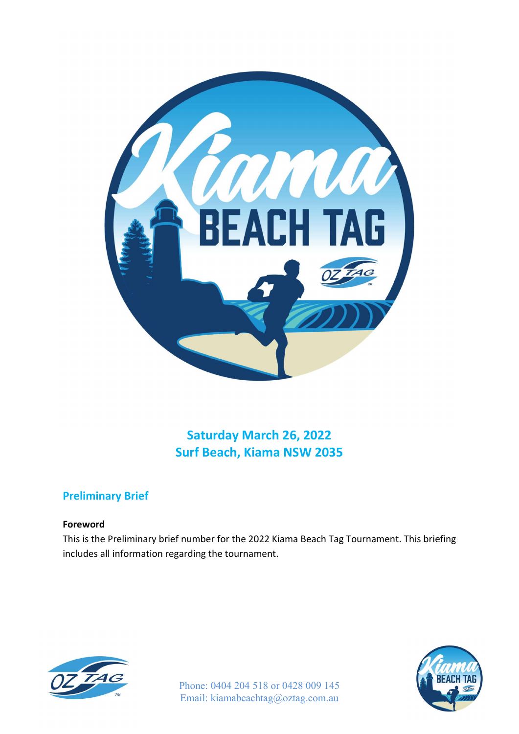**Saturday March 26, 2022**
**Surf Beach, Kiama NSW 2035**

## Preliminary Brief

**Foreword**

This is the Preliminary brief number for the 2022 Kiama Beach Tag Tournament. This briefing includes all information regarding the tournament.

Phone: 0404 204 518 or 0428 009 145
Email: kiamabeachtag@oztag.com.au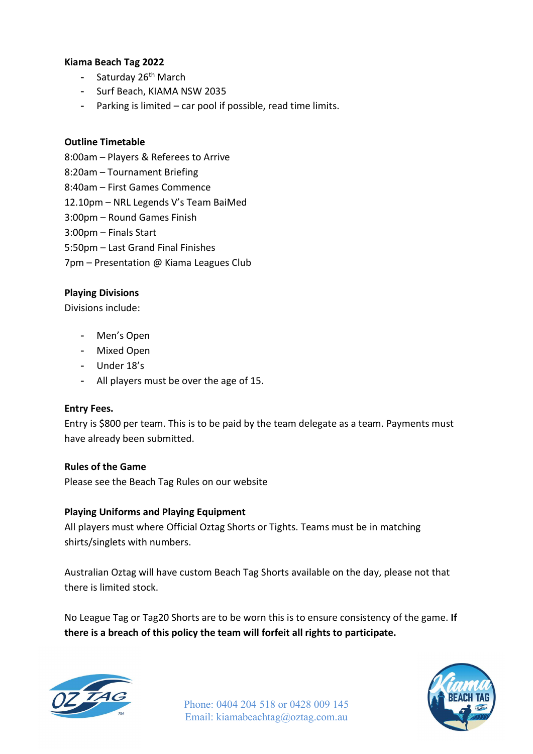**Kiama Beach Tag 2022**

- Saturday 26th March
- Surf Beach, KIAMA NSW 2035
- Parking is limited – car pool if possible, read time limits.

**Outline Timetable**

8:00am – Players & Referees to Arrive
8:20am – Tournament Briefing
8:40am – First Games Commence
12.10pm – NRL Legends V's Team BaiMed
3:00pm – Round Games Finish
3:00pm – Finals Start
5:50pm – Last Grand Final Finishes
7pm – Presentation @ Kiama Leagues Club

**Playing Divisions**

Divisions include:

- Men's Open
- Mixed Open
- Under 18's
- All players must be over the age of 15.

**Entry Fees.**

Entry is $800 per team. This is to be paid by the team delegate as a team. Payments must have already been submitted.

**Rules of the Game**

Please see the Beach Tag Rules on our website

**Playing Uniforms and Playing Equipment**

All players must where Official Oztag Shorts or Tights. Teams must be in matching shirts/singlets with numbers.

Australian Oztag will have custom Beach Tag Shorts available on the day, please not that there is limited stock.

No League Tag or Tag20 Shorts are to be worn this is to ensure consistency of the game. **If there is a breach of this policy the team will forfeit all rights to participate.**

Phone: 0404 204 518 or 0428 009 145
Email: kiamabeachtag@oztag.com.au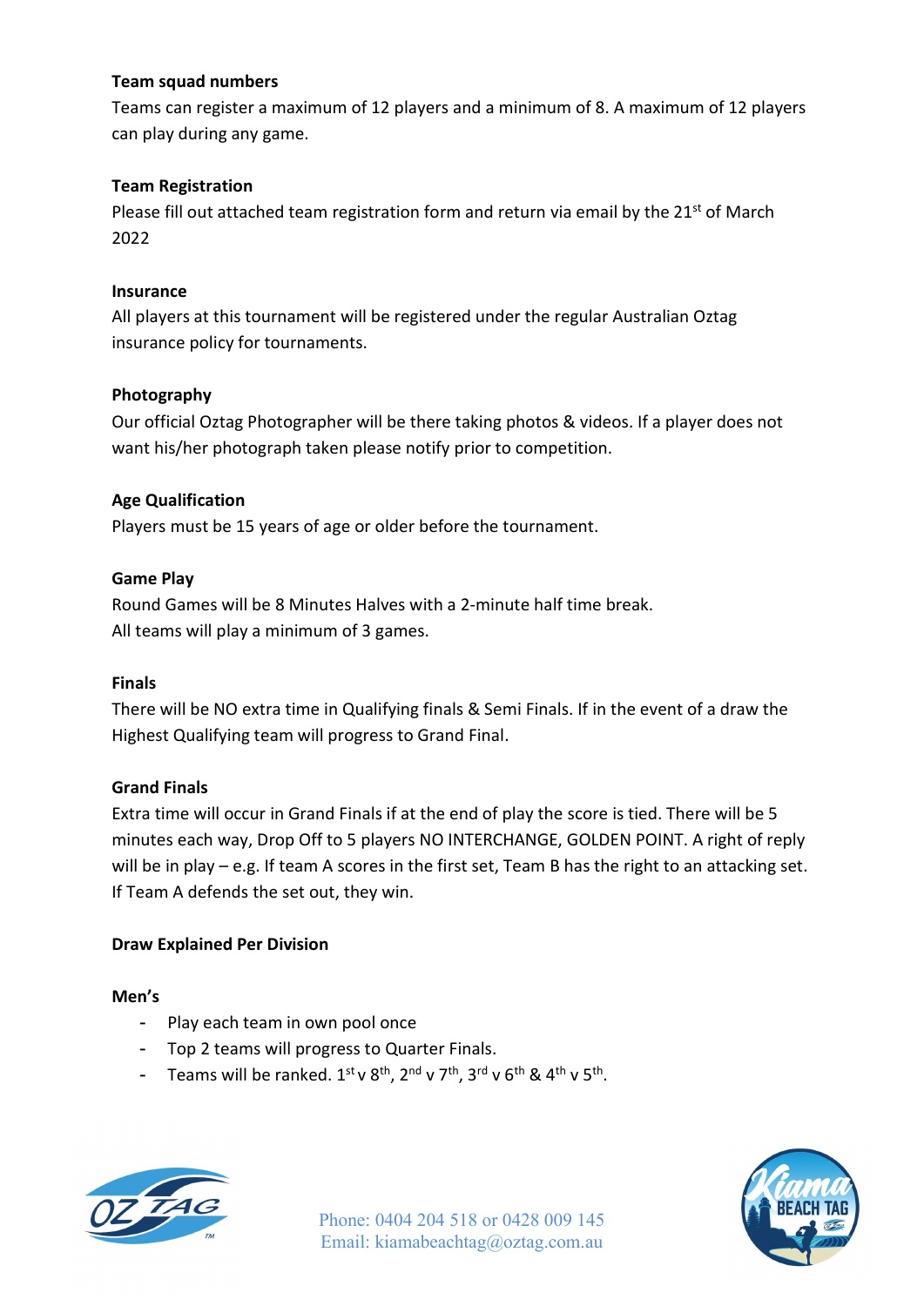**Team squad numbers**

Teams can register a maximum of 12 players and a minimum of 8. A maximum of 12 players can play during any game.

**Team Registration**

Please fill out attached team registration form and return via email by the 21st of March 2022

**Insurance**

All players at this tournament will be registered under the regular Australian Oztag insurance policy for tournaments.

**Photography**

Our official Oztag Photographer will be there taking photos & videos. If a player does not want his/her photograph taken please notify prior to competition.

**Age Qualification**

Players must be 15 years of age or older before the tournament.

**Game Play**

Round Games will be 8 Minutes Halves with a 2-minute half time break.
All teams will play a minimum of 3 games.

**Finals**

There will be NO extra time in Qualifying finals & Semi Finals. If in the event of a draw the Highest Qualifying team will progress to Grand Final.

**Grand Finals**

Extra time will occur in Grand Finals if at the end of play the score is tied. There will be 5 minutes each way, Drop Off to 5 players NO INTERCHANGE, GOLDEN POINT. A right of reply will be in play – e.g. If team A scores in the first set, Team B has the right to an attacking set. If Team A defends the set out, they win.

**Draw Explained Per Division**

**Men's**

- Play each team in own pool once
- Top 2 teams will progress to Quarter Finals.
- Teams will be ranked. 1st v 8th, 2nd v 7th, 3rd v 6th & 4th v 5th.

Phone: 0404 204 518 or 0428 009 145
Email: kiamabeachtag@oztag.com.au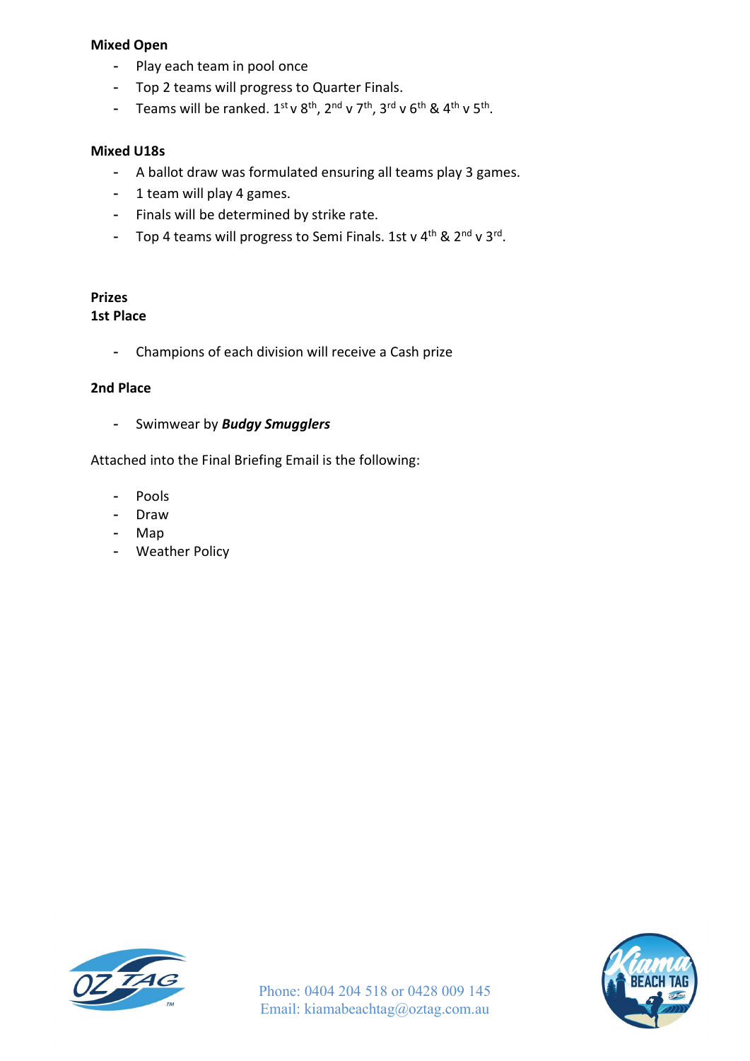**Mixed Open**

- Play each team in pool once
- Top 2 teams will progress to Quarter Finals.
- Teams will be ranked. 1st v 8th, 2nd v 7th, 3rd v 6th & 4th v 5th.

**Mixed U18s**

- A ballot draw was formulated ensuring all teams play 3 games.
- 1 team will play 4 games.
- Finals will be determined by strike rate.
- Top 4 teams will progress to Semi Finals. 1st v 4th & 2nd v 3rd.

**Prizes**

**1st Place**

- Champions of each division will receive a Cash prize

**2nd Place**

- Swimwear by ***Budgy Smugglers***

Attached into the Final Briefing Email is the following:

- Pools
- Draw
- Map
- Weather Policy

Phone: 0404 204 518 or 0428 009 145
Email: kiamabeachtag@oztag.com.au